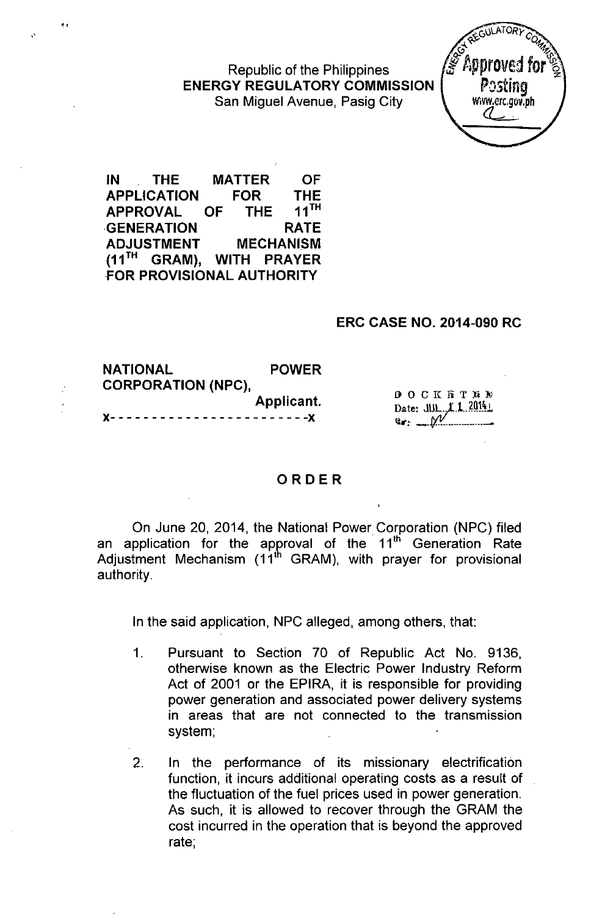Republic of the Philippines
**ENERGY REGULATORY COMMISSION**
San Miguel Avenue, Pasig City

**IN THE MATTER OF APPLICATION FOR THE APPROVAL OF THE 11TH GENERATION RATE ADJUSTMENT MECHANISM (11TH GRAM), WITH PRAYER FOR PROVISIONAL AUTHORITY**

**ERC CASE NO. 2014-090 RC**

**NATIONAL POWER CORPORATION (NPC),**
**Applicant.**
x- - - - - - - - - - - - - - - - - - - - - - -x

DOCKETED
Date: JUL 11 2014

# ORDER

On June 20, 2014, the National Power Corporation (NPC) filed an application for the approval of the 11th Generation Rate Adjustment Mechanism (11th GRAM), with prayer for provisional authority.

In the said application, NPC alleged, among others, that:

1. Pursuant to Section 70 of Republic Act No. 9136, otherwise known as the Electric Power Industry Reform Act of 2001 or the EPIRA, it is responsible for providing power generation and associated power delivery systems in areas that are not connected to the transmission system;

2. In the performance of its missionary electrification function, it incurs additional operating costs as a result of the fluctuation of the fuel prices used in power generation. As such, it is allowed to recover through the GRAM the cost incurred in the operation that is beyond the approved rate;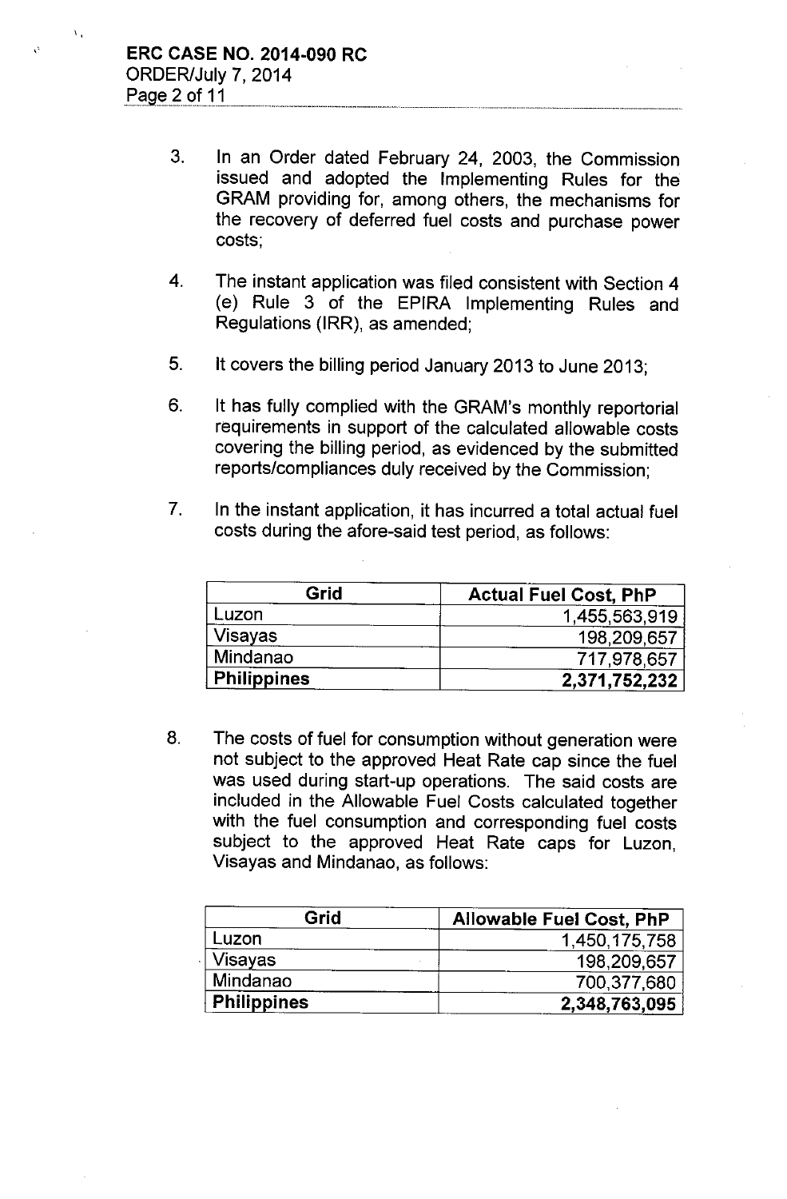3. In an Order dated February 24, 2003, the Commission issued and adopted the Implementing Rules for the GRAM providing for, among others, the mechanisms for the recovery of deferred fuel costs and purchase power costs;

4. The instant application was filed consistent with Section 4 (e) Rule 3 of the EPIRA Implementing Rules and Regulations (IRR), as amended;

5. It covers the billing period January 2013 to June 2013;

6. It has fully complied with the GRAM's monthly reportorial requirements in support of the calculated allowable costs covering the billing period, as evidenced by the submitted reports/compliances duly received by the Commission;

7. In the instant application, it has incurred a total actual fuel costs during the afore-said test period, as follows:

| Grid | Actual Fuel Cost, PhP |
|---|---:|
| Luzon | 1,455,563,919 |
| Visayas | 198,209,657 |
| Mindanao | 717,978,657 |
| **Philippines** | **2,371,752,232** |

8. The costs of fuel for consumption without generation were not subject to the approved Heat Rate cap since the fuel was used during start-up operations. The said costs are included in the Allowable Fuel Costs calculated together with the fuel consumption and corresponding fuel costs subject to the approved Heat Rate caps for Luzon, Visayas and Mindanao, as follows:

| Grid | Allowable Fuel Cost, PhP |
|---|---:|
| Luzon | 1,450,175,758 |
| Visayas | 198,209,657 |
| Mindanao | 700,377,680 |
| **Philippines** | **2,348,763,095** |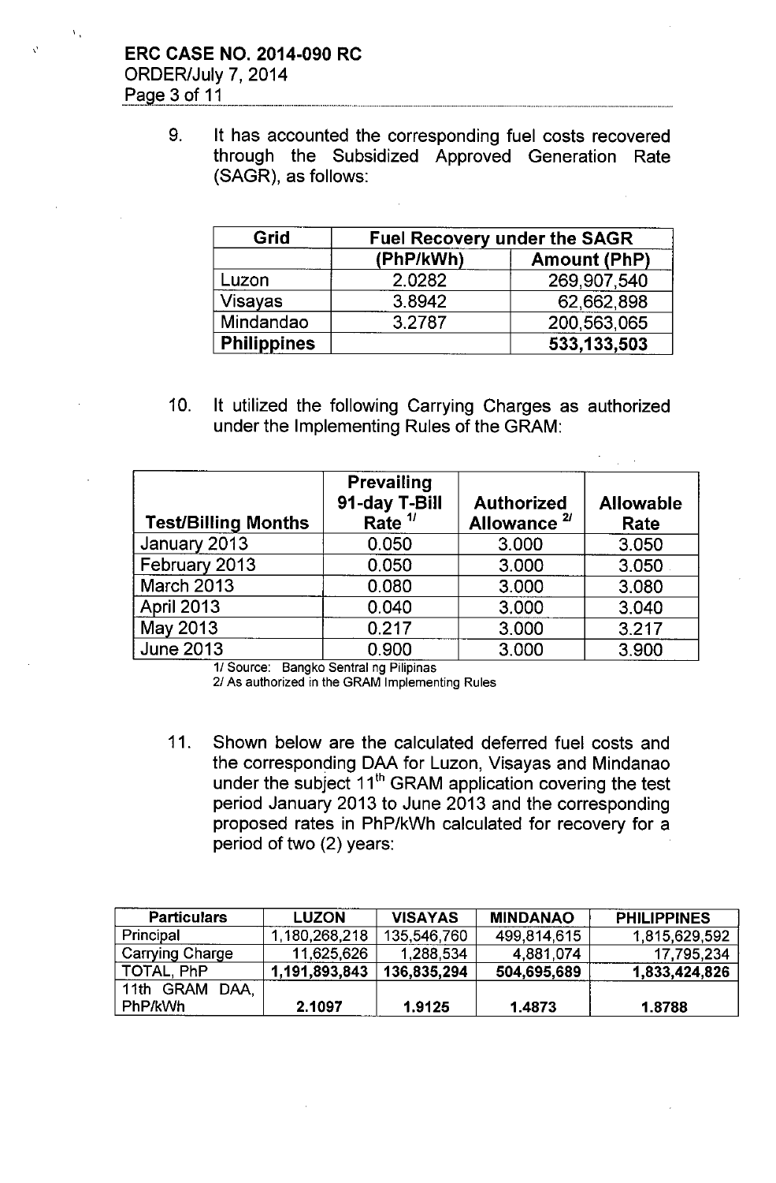9. It has accounted the corresponding fuel costs recovered through the Subsidized Approved Generation Rate (SAGR), as follows:

| Grid | Fuel Recovery under the SAGR | |
|---|---|---|
| | (PhP/kWh) | Amount (PhP) |
| Luzon | 2.0282 | 269,907,540 |
| Visayas | 3.8942 | 62,662,898 |
| Mindandao | 3.2787 | 200,563,065 |
| **Philippines** | | **533,133,503** |

10. It utilized the following Carrying Charges as authorized under the Implementing Rules of the GRAM:

| Test/Billing Months | Prevailing 91-day T-Bill Rate [1/] | Authorized Allowance [2/] | Allowable Rate |
|---|---|---|---|
| January 2013 | 0.050 | 3.000 | 3.050 |
| February 2013 | 0.050 | 3.000 | 3.050 |
| March 2013 | 0.080 | 3.000 | 3.080 |
| April 2013 | 0.040 | 3.000 | 3.040 |
| May 2013 | 0.217 | 3.000 | 3.217 |
| June 2013 | 0.900 | 3.000 | 3.900 |

1/ Source: Bangko Sentral ng Pilipinas
2/ As authorized in the GRAM Implementing Rules

11. Shown below are the calculated deferred fuel costs and the corresponding DAA for Luzon, Visayas and Mindanao under the subject 11[th] GRAM application covering the test period January 2013 to June 2013 and the corresponding proposed rates in PhP/kWh calculated for recovery for a period of two (2) years:

| Particulars | LUZON | VISAYAS | MINDANAO | PHILIPPINES |
|---|---|---|---|---|
| Principal | 1,180,268,218 | 135,546,760 | 499,814,615 | 1,815,629,592 |
| Carrying Charge | 11,625,626 | 1,288,534 | 4,881,074 | 17,795,234 |
| TOTAL, PhP | **1,191,893,843** | **136,835,294** | **504,695,689** | **1,833,424,826** |
| 11th GRAM DAA, PhP/kWh | **2.1097** | **1.9125** | **1.4873** | **1.8788** |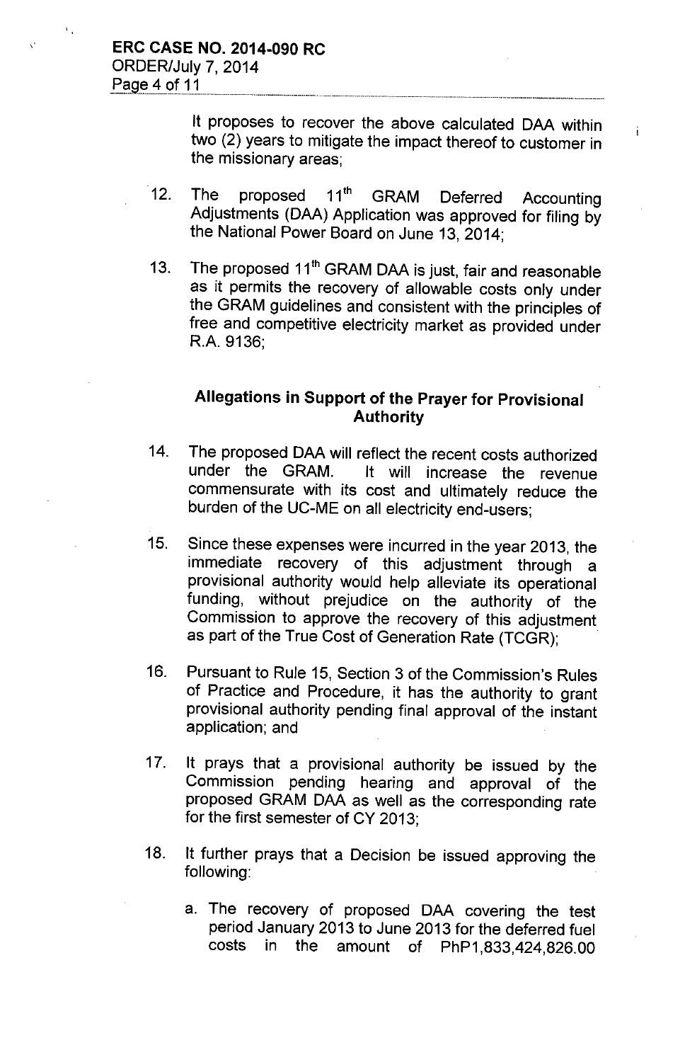It proposes to recover the above calculated DAA within two (2) years to mitigate the impact thereof to customer in the missionary areas;

12. The proposed 11[th] GRAM Deferred Accounting Adjustments (DAA) Application was approved for filing by the National Power Board on June 13, 2014;

13. The proposed 11[th] GRAM DAA is just, fair and reasonable as it permits the recovery of allowable costs only under the GRAM guidelines and consistent with the principles of free and competitive electricity market as provided under R.A. 9136;

### Allegations in Support of the Prayer for Provisional Authority

14. The proposed DAA will reflect the recent costs authorized under the GRAM. It will increase the revenue commensurate with its cost and ultimately reduce the burden of the UC-ME on all electricity end-users;

15. Since these expenses were incurred in the year 2013, the immediate recovery of this adjustment through a provisional authority would help alleviate its operational funding, without prejudice on the authority of the Commission to approve the recovery of this adjustment as part of the True Cost of Generation Rate (TCGR);

16. Pursuant to Rule 15, Section 3 of the Commission's Rules of Practice and Procedure, it has the authority to grant provisional authority pending final approval of the instant application; and

17. It prays that a provisional authority be issued by the Commission pending hearing and approval of the proposed GRAM DAA as well as the corresponding rate for the first semester of CY 2013;

18. It further prays that a Decision be issued approving the following:

    a. The recovery of proposed DAA covering the test period January 2013 to June 2013 for the deferred fuel costs in the amount of PhP1,833,424,826.00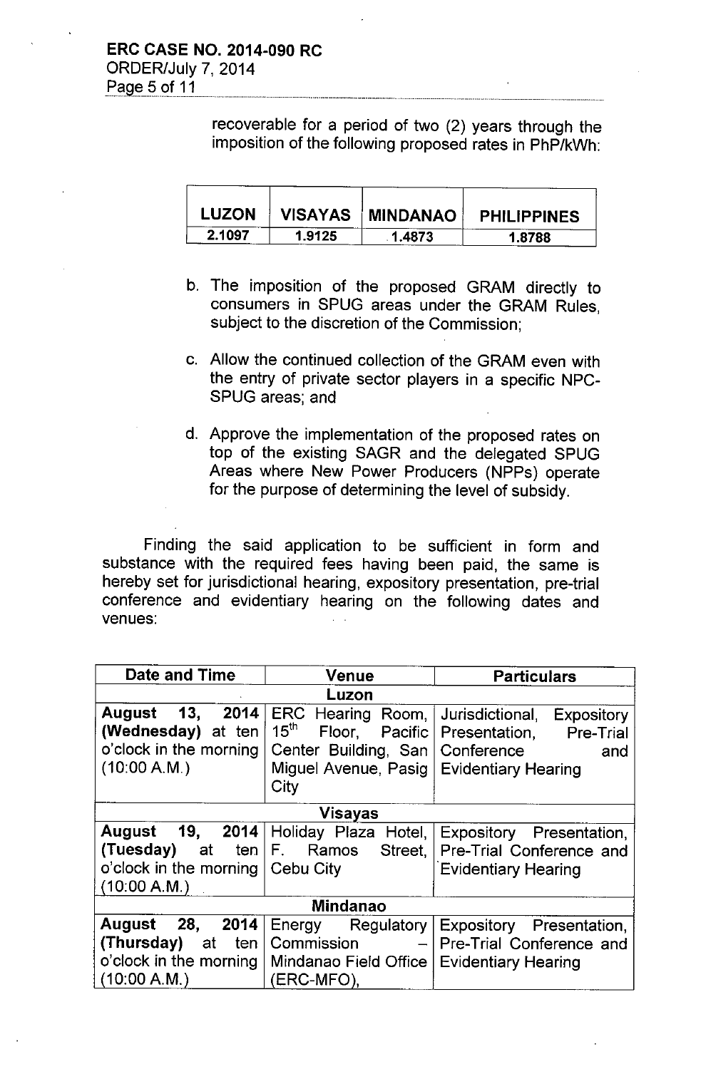recoverable for a period of two (2) years through the imposition of the following proposed rates in PhP/kWh:

| LUZON | VISAYAS | MINDANAO | PHILIPPINES |
|---|---|---|---|
| 2.1097 | 1.9125 | 1.4873 | 1.8788 |

b. The imposition of the proposed GRAM directly to consumers in SPUG areas under the GRAM Rules, subject to the discretion of the Commission;

c. Allow the continued collection of the GRAM even with the entry of private sector players in a specific NPC-SPUG areas; and

d. Approve the implementation of the proposed rates on top of the existing SAGR and the delegated SPUG Areas where New Power Producers (NPPs) operate for the purpose of determining the level of subsidy.

Finding the said application to be sufficient in form and substance with the required fees having been paid, the same is hereby set for jurisdictional hearing, expository presentation, pre-trial conference and evidentiary hearing on the following dates and venues:

| Date and Time | Venue | Particulars |
|---|---|---|
| | **Luzon** | |
| **August 13, 2014 (Wednesday)** at ten o'clock in the morning (10:00 A.M.) | ERC Hearing Room, 15th Floor, Pacific Center Building, San Miguel Avenue, Pasig City | Jurisdictional, Expository Presentation, Pre-Trial Conference and Evidentiary Hearing |
| | **Visayas** | |
| **August 19, 2014 (Tuesday)** at ten o'clock in the morning (10:00 A.M.) | Holiday Plaza Hotel, F. Ramos Street, Cebu City | Expository Presentation, Pre-Trial Conference and Evidentiary Hearing |
| | **Mindanao** | |
| **August 28, 2014 (Thursday)** at ten o'clock in the morning (10:00 A.M.) | Energy Regulatory Commission – Mindanao Field Office (ERC-MFO), | Expository Presentation, Pre-Trial Conference and Evidentiary Hearing |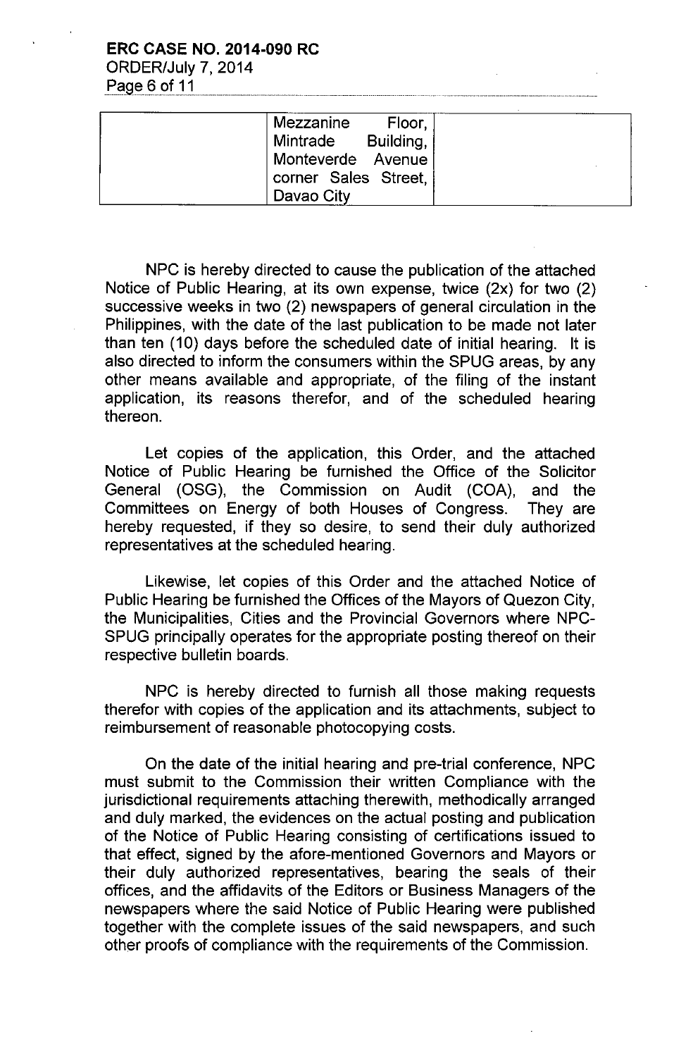| | Mezzanine Floor, Mintrade Building, Monteverde Avenue corner Sales Street, Davao City | |
|---|---|---|

NPC is hereby directed to cause the publication of the attached Notice of Public Hearing, at its own expense, twice (2x) for two (2) successive weeks in two (2) newspapers of general circulation in the Philippines, with the date of the last publication to be made not later than ten (10) days before the scheduled date of initial hearing. It is also directed to inform the consumers within the SPUG areas, by any other means available and appropriate, of the filing of the instant application, its reasons therefor, and of the scheduled hearing thereon.

Let copies of the application, this Order, and the attached Notice of Public Hearing be furnished the Office of the Solicitor General (OSG), the Commission on Audit (COA), and the Committees on Energy of both Houses of Congress. They are hereby requested, if they so desire, to send their duly authorized representatives at the scheduled hearing.

Likewise, let copies of this Order and the attached Notice of Public Hearing be furnished the Offices of the Mayors of Quezon City, the Municipalities, Cities and the Provincial Governors where NPC-SPUG principally operates for the appropriate posting thereof on their respective bulletin boards.

NPC is hereby directed to furnish all those making requests therefor with copies of the application and its attachments, subject to reimbursement of reasonable photocopying costs.

On the date of the initial hearing and pre-trial conference, NPC must submit to the Commission their written Compliance with the jurisdictional requirements attaching therewith, methodically arranged and duly marked, the evidences on the actual posting and publication of the Notice of Public Hearing consisting of certifications issued to that effect, signed by the afore-mentioned Governors and Mayors or their duly authorized representatives, bearing the seals of their offices, and the affidavits of the Editors or Business Managers of the newspapers where the said Notice of Public Hearing were published together with the complete issues of the said newspapers, and such other proofs of compliance with the requirements of the Commission.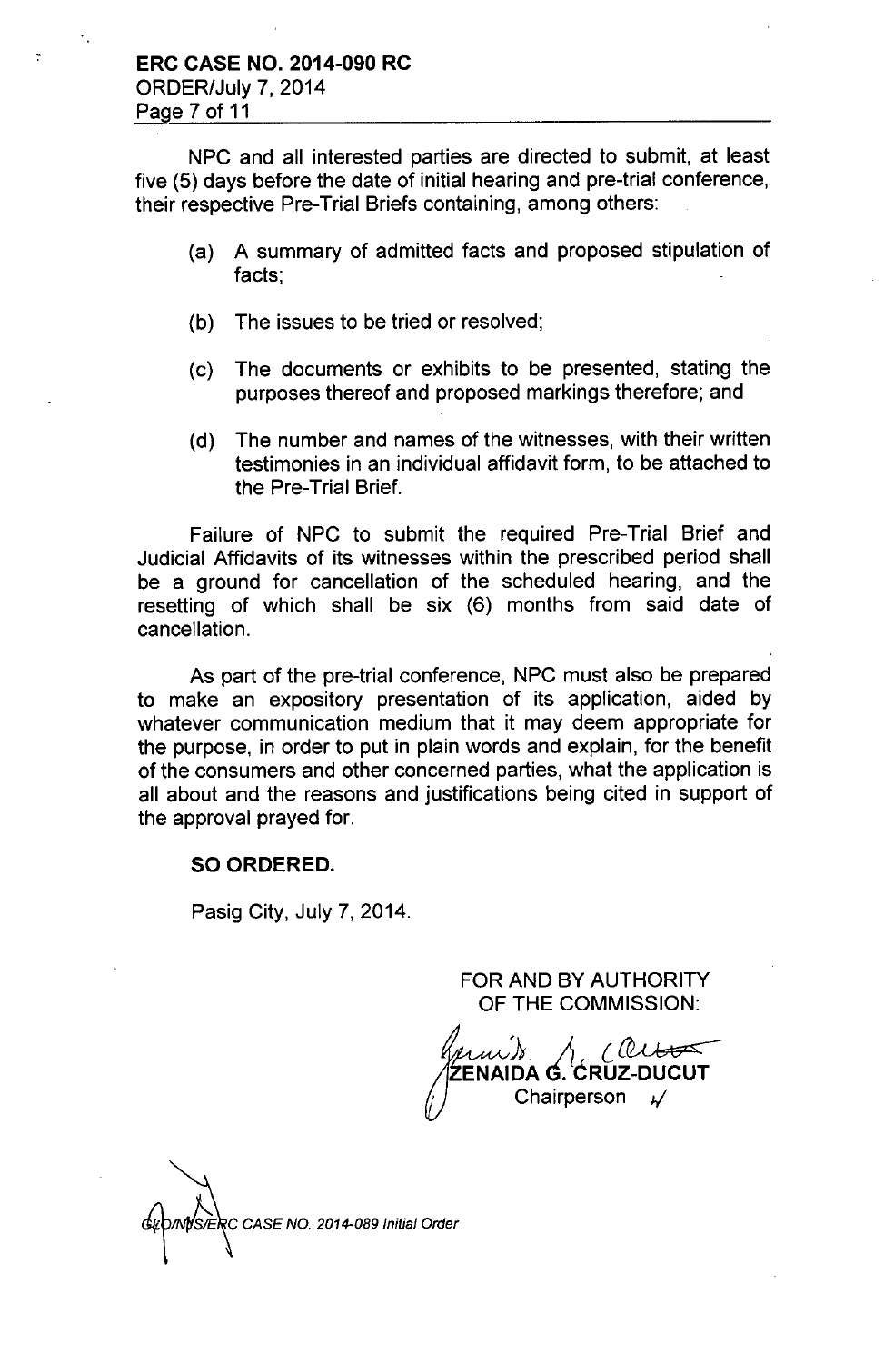NPC and all interested parties are directed to submit, at least five (5) days before the date of initial hearing and pre-trial conference, their respective Pre-Trial Briefs containing, among others:

(a) A summary of admitted facts and proposed stipulation of facts;

(b) The issues to be tried or resolved;

(c) The documents or exhibits to be presented, stating the purposes thereof and proposed markings therefore; and

(d) The number and names of the witnesses, with their written testimonies in an individual affidavit form, to be attached to the Pre-Trial Brief.

Failure of NPC to submit the required Pre-Trial Brief and Judicial Affidavits of its witnesses within the prescribed period shall be a ground for cancellation of the scheduled hearing, and the resetting of which shall be six (6) months from said date of cancellation.

As part of the pre-trial conference, NPC must also be prepared to make an expository presentation of its application, aided by whatever communication medium that it may deem appropriate for the purpose, in order to put in plain words and explain, for the benefit of the consumers and other concerned parties, what the application is all about and the reasons and justifications being cited in support of the approval prayed for.

**SO ORDERED.**

Pasig City, July 7, 2014.

FOR AND BY AUTHORITY
OF THE COMMISSION:

**ZENAIDA G. CRUZ-DUCUT**
Chairperson

*GLD/NDS/ERC CASE NO. 2014-089 Initial Order*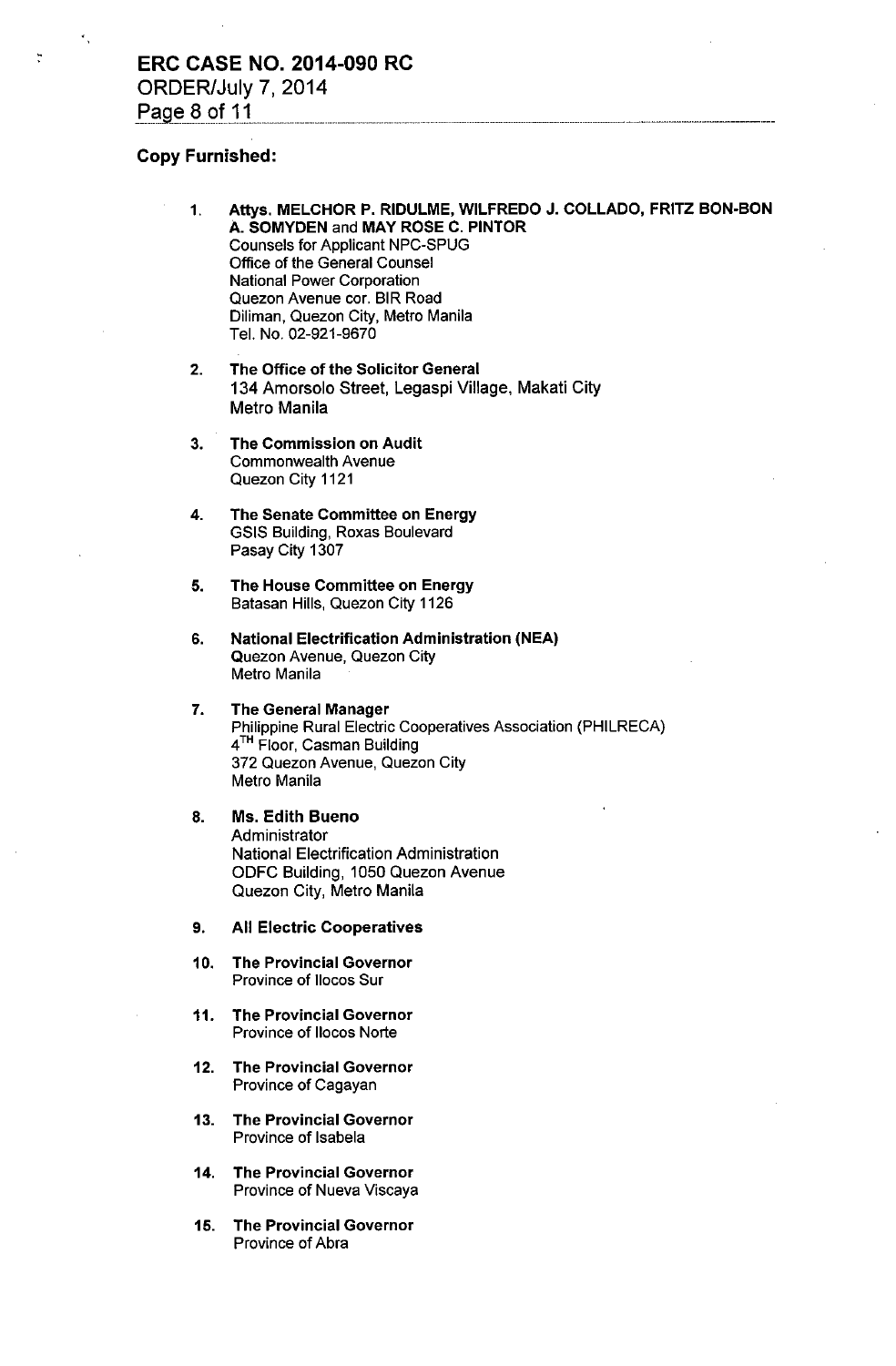**Copy Furnished:**

1. **Attys. MELCHOR P. RIDULME, WILFREDO J. COLLADO, FRITZ BON-BON A. SOMYDEN** and **MAY ROSE C. PINTOR**
   Counsels for Applicant NPC-SPUG
   Office of the General Counsel
   National Power Corporation
   Quezon Avenue cor. BIR Road
   Diliman, Quezon City, Metro Manila
   Tel. No. 02-921-9670

2. **The Office of the Solicitor General**
   134 Amorsolo Street, Legaspi Village, Makati City
   Metro Manila

3. **The Commission on Audit**
   Commonwealth Avenue
   Quezon City 1121

4. **The Senate Committee on Energy**
   GSIS Building, Roxas Boulevard
   Pasay City 1307

5. **The House Committee on Energy**
   Batasan Hills, Quezon City 1126

6. **National Electrification Administration (NEA)**
   Quezon Avenue, Quezon City
   Metro Manila

7. **The General Manager**
   Philippine Rural Electric Cooperatives Association (PHILRECA)
   4TH Floor, Casman Building
   372 Quezon Avenue, Quezon City
   Metro Manila

8. **Ms. Edith Bueno**
   Administrator
   National Electrification Administration
   ODFC Building, 1050 Quezon Avenue
   Quezon City, Metro Manila

9. **All Electric Cooperatives**

10. **The Provincial Governor**
    Province of Ilocos Sur

11. **The Provincial Governor**
    Province of Ilocos Norte

12. **The Provincial Governor**
    Province of Cagayan

13. **The Provincial Governor**
    Province of Isabela

14. **The Provincial Governor**
    Province of Nueva Viscaya

15. **The Provincial Governor**
    Province of Abra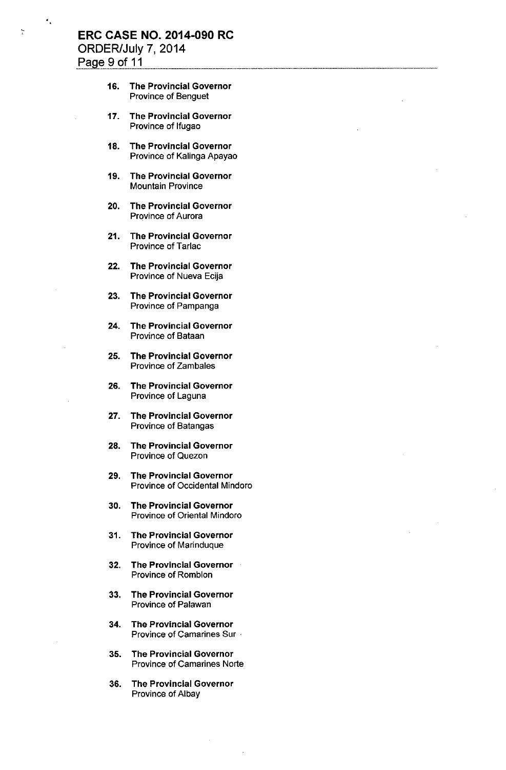16. **The Provincial Governor**
    Province of Benguet

17. **The Provincial Governor**
    Province of Ifugao

18. **The Provincial Governor**
    Province of Kalinga Apayao

19. **The Provincial Governor**
    Mountain Province

20. **The Provincial Governor**
    Province of Aurora

21. **The Provincial Governor**
    Province of Tarlac

22. **The Provincial Governor**
    Province of Nueva Ecija

23. **The Provincial Governor**
    Province of Pampanga

24. **The Provincial Governor**
    Province of Bataan

25. **The Provincial Governor**
    Province of Zambales

26. **The Provincial Governor**
    Province of Laguna

27. **The Provincial Governor**
    Province of Batangas

28. **The Provincial Governor**
    Province of Quezon

29. **The Provincial Governor**
    Province of Occidental Mindoro

30. **The Provincial Governor**
    Province of Oriental Mindoro

31. **The Provincial Governor**
    Province of Marinduque

32. **The Provincial Governor**
    Province of Romblon

33. **The Provincial Governor**
    Province of Palawan

34. **The Provincial Governor**
    Province of Camarines Sur

35. **The Provincial Governor**
    Province of Camarines Norte

36. **The Provincial Governor**
    Province of Albay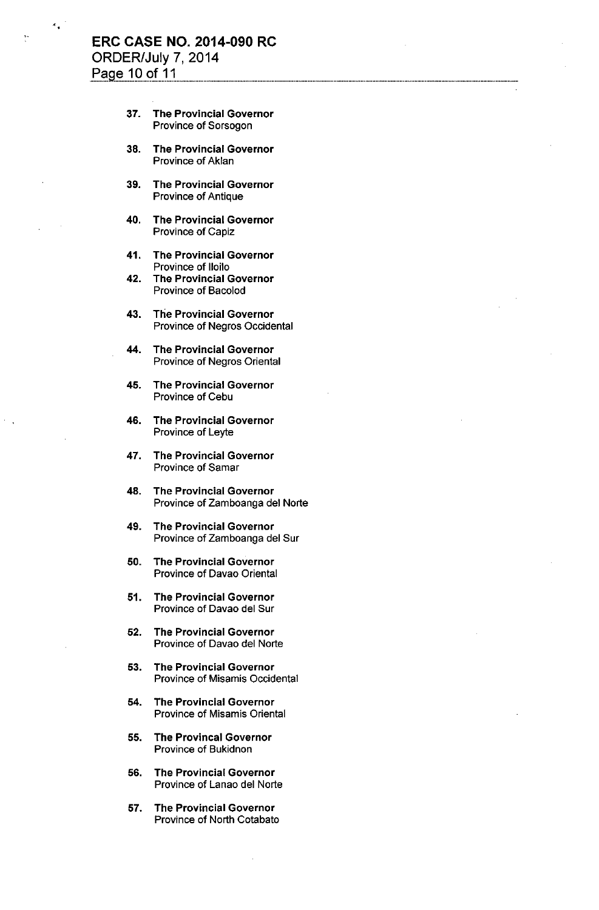37. **The Provincial Governor**
Province of Sorsogon

38. **The Provincial Governor**
Province of Aklan

39. **The Provincial Governor**
Province of Antique

40. **The Provincial Governor**
Province of Capiz

41. **The Provincial Governor**
Province of Iloilo

42. **The Provincial Governor**
Province of Bacolod

43. **The Provincial Governor**
Province of Negros Occidental

44. **The Provincial Governor**
Province of Negros Oriental

45. **The Provincial Governor**
Province of Cebu

46. **The Provincial Governor**
Province of Leyte

47. **The Provincial Governor**
Province of Samar

48. **The Provincial Governor**
Province of Zamboanga del Norte

49. **The Provincial Governor**
Province of Zamboanga del Sur

50. **The Provincial Governor**
Province of Davao Oriental

51. **The Provincial Governor**
Province of Davao del Sur

52. **The Provincial Governor**
Province of Davao del Norte

53. **The Provincial Governor**
Province of Misamis Occidental

54. **The Provincial Governor**
Province of Misamis Oriental

55. **The Provincal Governor**
Province of Bukidnon

56. **The Provincial Governor**
Province of Lanao del Norte

57. **The Provincial Governor**
Province of North Cotabato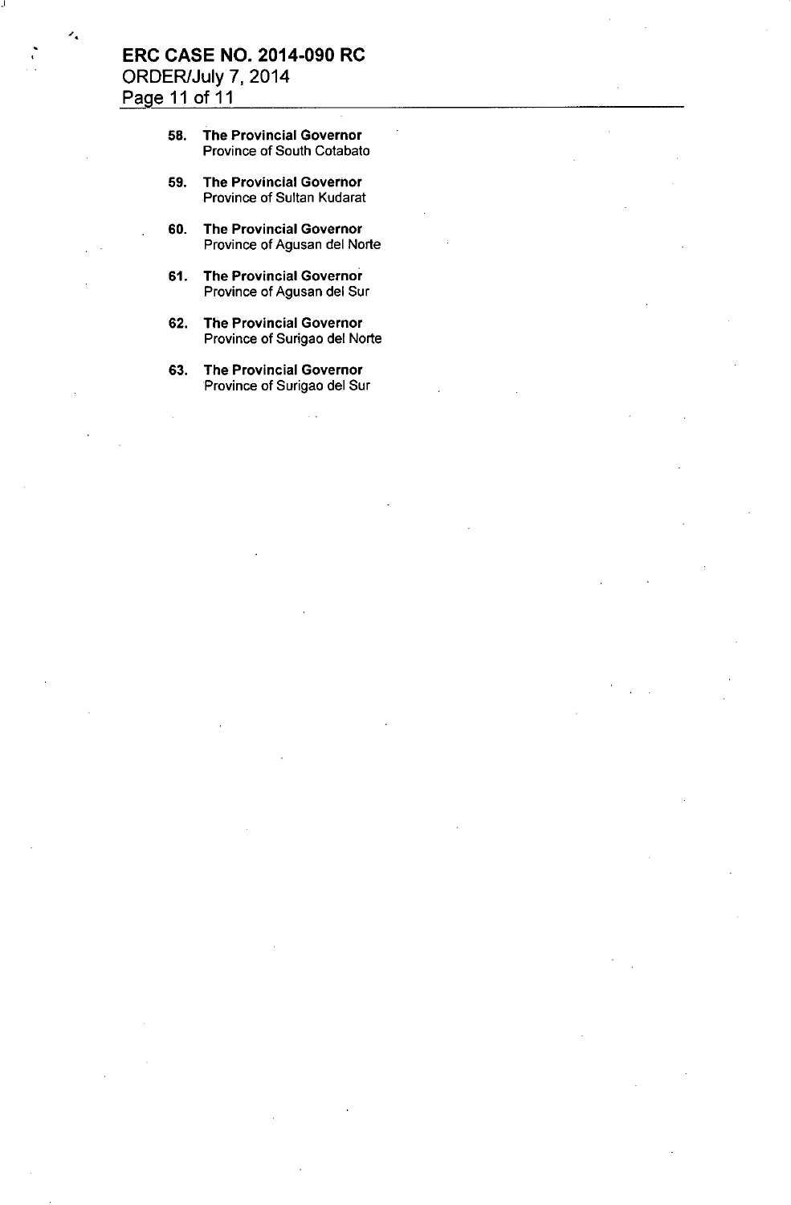58. **The Provincial Governor**
    Province of South Cotabato

59. **The Provincial Governor**
    Province of Sultan Kudarat

60. **The Provincial Governor**
    Province of Agusan del Norte

61. **The Provincial Governor**
    Province of Agusan del Sur

62. **The Provincial Governor**
    Province of Surigao del Norte

63. **The Provincial Governor**
    Province of Surigao del Sur